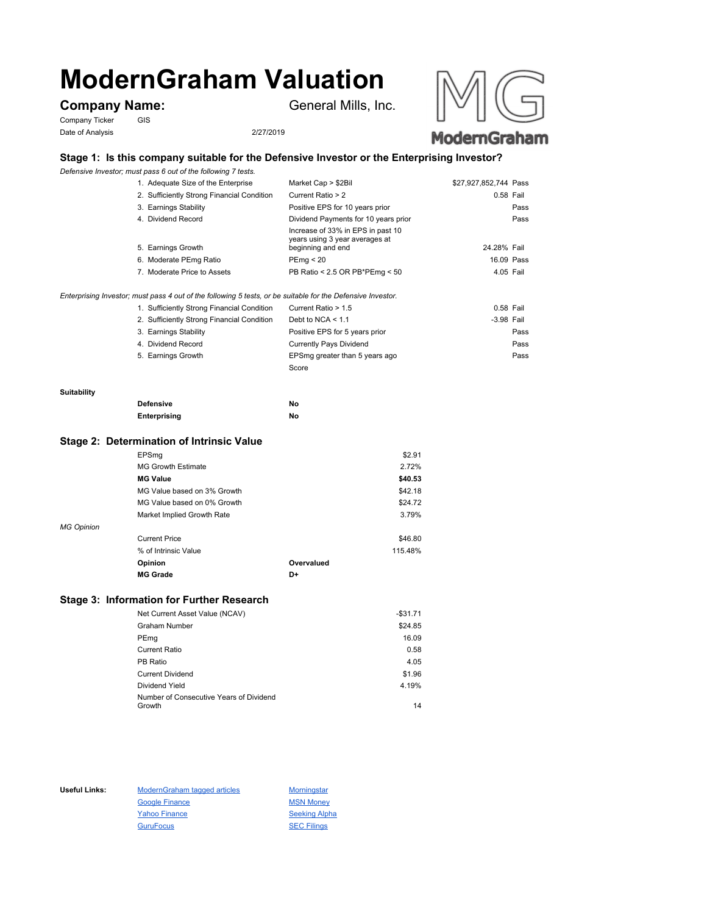# ModernGraham Valuation

## Company Name: General Mills, Inc.

Company Ticker: GIS

Date of Analysis: 2/27/2019

### Stage 1: Is this company suitable for the Defensive Investor or the Enterprising Investor?

*Defensive Investor; must pass 6 out of the following 7 tests.*

| Test | Criterion | Value | Result |
|---|---|---|---|
| 1. Adequate Size of the Enterprise | Market Cap > $2Bil | $27,927,852,744 | Pass |
| 2. Sufficiently Strong Financial Condition | Current Ratio > 2 | 0.58 | Fail |
| 3. Earnings Stability | Positive EPS for 10 years prior | | Pass |
| 4. Dividend Record | Dividend Payments for 10 years prior | | Pass |
| 5. Earnings Growth | Increase of 33% in EPS in past 10 years using 3 year averages at beginning and end | 24.28% | Fail |
| 6. Moderate PEmg Ratio | PEmg < 20 | 16.09 | Pass |
| 7. Moderate Price to Assets | PB Ratio < 2.5 OR PB*PEmg < 50 | 4.05 | Fail |

*Enterprising Investor; must pass 4 out of the following 5 tests, or be suitable for the Defensive Investor.*

| Test | Criterion | Value | Result |
|---|---|---|---|
| 1. Sufficiently Strong Financial Condition | Current Ratio > 1.5 | 0.58 | Fail |
| 2. Sufficiently Strong Financial Condition | Debt to NCA < 1.1 | -3.98 | Fail |
| 3. Earnings Stability | Positive EPS for 5 years prior | | Pass |
| 4. Dividend Record | Currently Pays Dividend | | Pass |
| 5. Earnings Growth | EPSmg greater than 5 years ago | | Pass |
| | Score | | |

**Suitability**

| | |
|---|---|
| **Defensive** | **No** |
| **Enterprising** | **No** |

### Stage 2: Determination of Intrinsic Value

| | |
|---|---|
| EPSmg | $2.91 |
| MG Growth Estimate | 2.72% |
| **MG Value** | **$40.53** |
| MG Value based on 3% Growth | $42.18 |
| MG Value based on 0% Growth | $24.72 |
| Market Implied Growth Rate | 3.79% |

*MG Opinion*

| | | |
|---|---|---|
| Current Price | | $46.80 |
| % of Intrinsic Value | | 115.48% |
| **Opinion** | **Overvalued** | |
| **MG Grade** | **D+** | |

### Stage 3: Information for Further Research

| | |
|---|---|
| Net Current Asset Value (NCAV) | -$31.71 |
| Graham Number | $24.85 |
| PEmg | 16.09 |
| Current Ratio | 0.58 |
| PB Ratio | 4.05 |
| Current Dividend | $1.96 |
| Dividend Yield | 4.19% |
| Number of Consecutive Years of Dividend Growth | 14 |

**Useful Links:**

- ModernGraham tagged articles
- Google Finance
- Yahoo Finance
- GuruFocus
- Morningstar
- MSN Money
- Seeking Alpha
- SEC Filings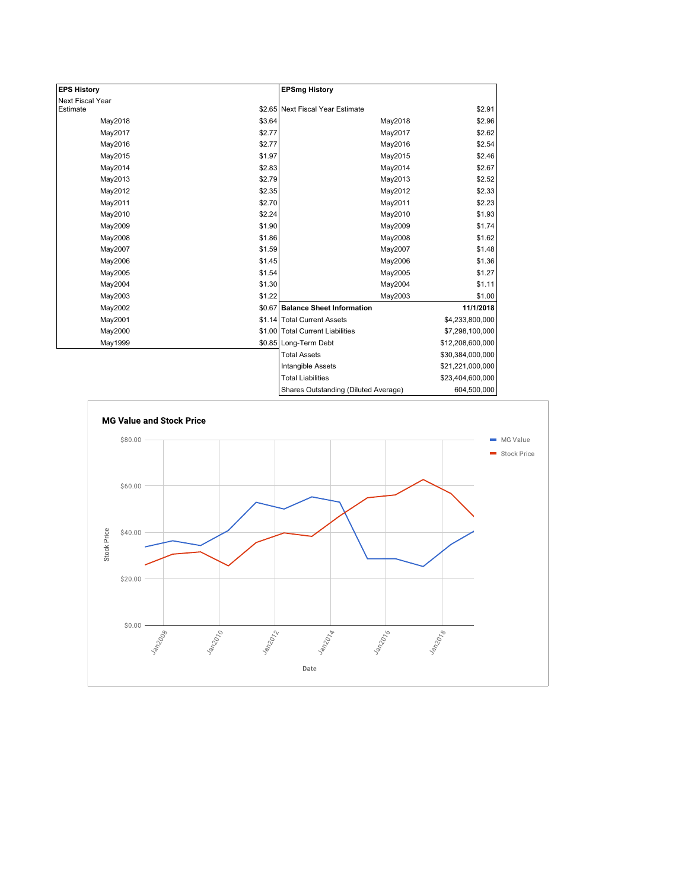| EPS History | |
|---|---|
| Next Fiscal Year Estimate | $2.65 |
| May2018 | $3.64 |
| May2017 | $2.77 |
| May2016 | $2.77 |
| May2015 | $1.97 |
| May2014 | $2.83 |
| May2013 | $2.79 |
| May2012 | $2.35 |
| May2011 | $2.70 |
| May2010 | $2.24 |
| May2009 | $1.90 |
| May2008 | $1.86 |
| May2007 | $1.59 |
| May2006 | $1.45 |
| May2005 | $1.54 |
| May2004 | $1.30 |
| May2003 | $1.22 |
| May2002 | $0.67 |
| May2001 | $1.14 |
| May2000 | $1.00 |
| May1999 | $0.85 |

| EPSmg History | |
|---|---|
| Next Fiscal Year Estimate | $2.91 |
| May2018 | $2.96 |
| May2017 | $2.62 |
| May2016 | $2.54 |
| May2015 | $2.46 |
| May2014 | $2.67 |
| May2013 | $2.52 |
| May2012 | $2.33 |
| May2011 | $2.23 |
| May2010 | $1.93 |
| May2009 | $1.74 |
| May2008 | $1.62 |
| May2007 | $1.48 |
| May2006 | $1.36 |
| May2005 | $1.27 |
| May2004 | $1.11 |
| May2003 | $1.00 |

| Balance Sheet Information | 11/1/2018 |
|---|---|
| Total Current Assets | $4,233,800,000 |
| Total Current Liabilities | $7,298,100,000 |
| Long-Term Debt | $12,208,600,000 |
| Total Assets | $30,384,000,000 |
| Intangible Assets | $21,221,000,000 |
| Total Liabilities | $23,404,600,000 |
| Shares Outstanding (Diluted Average) | 604,500,000 |

**MG Value and Stock Price**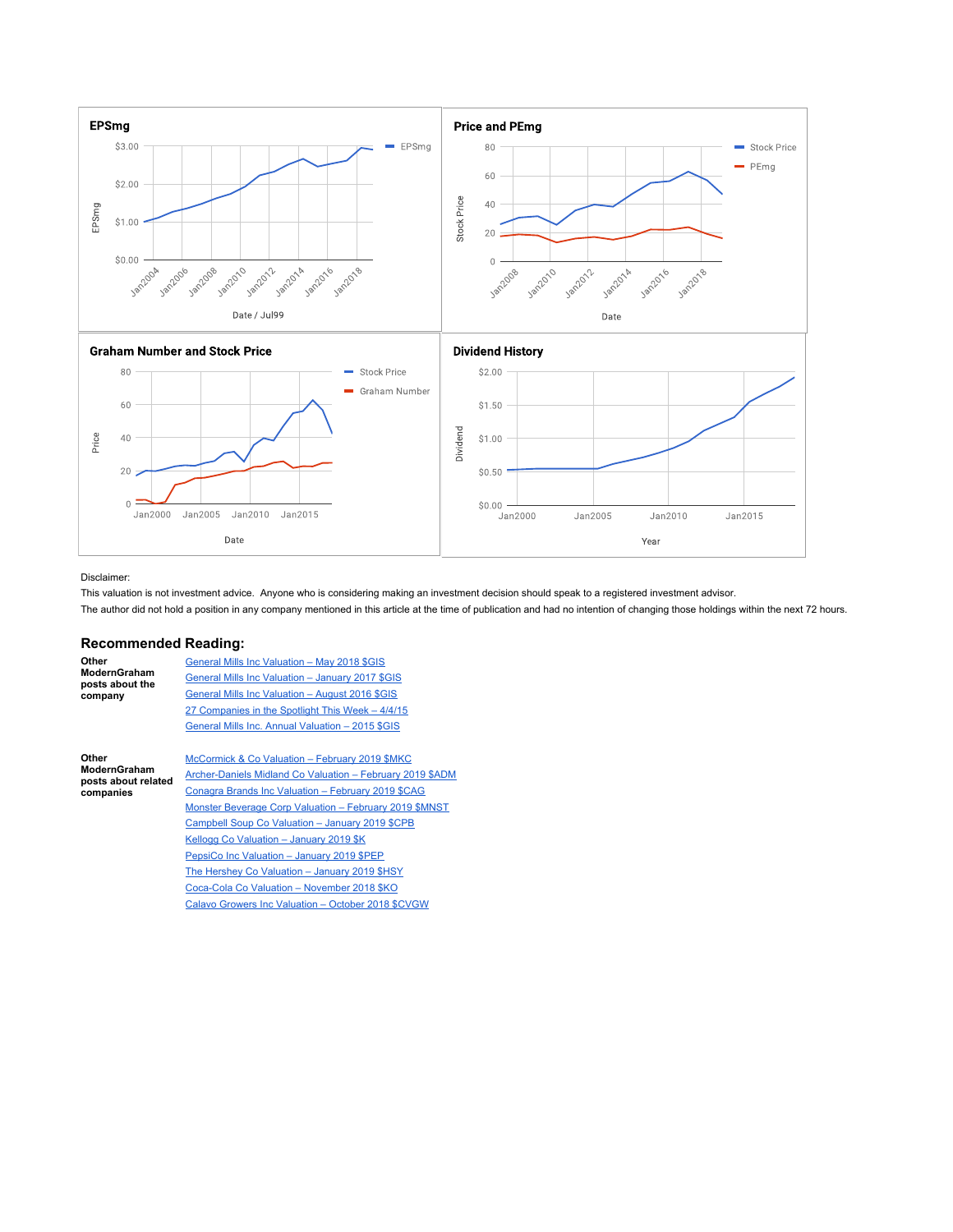**EPSmg**

EPSmg

$3.00
$2.00
$1.00
$0.00

Jan2004 Jan2006 Jan2008 Jan2010 Jan2012 Jan2014 Jan2016 Jan2018

Date / Jul99

**Price and PEmg**

Stock Price
PEmg

80
60
40
20
0

Jan2008 Jan2010 Jan2012 Jan2014 Jan2016 Jan2018

Date

**Graham Number and Stock Price**

Stock Price
Graham Number

80
60
40
20
0

Jan2000 Jan2005 Jan2010 Jan2015

Date

**Dividend History**

$2.00
$1.50
$1.00
$0.50
$0.00

Jan2000 Jan2005 Jan2010 Jan2015

Year

Disclaimer:

This valuation is not investment advice. Anyone who is considering making an investment decision should speak to a registered investment advisor.

The author did not hold a position in any company mentioned in this article at the time of publication and had no intention of changing those holdings within the next 72 hours.

## Recommended Reading:

**Other ModernGraham posts about the company**

- General Mills Inc Valuation – May 2018 $GIS
- General Mills Inc Valuation – January 2017 $GIS
- General Mills Inc Valuation – August 2016 $GIS
- 27 Companies in the Spotlight This Week – 4/4/15
- General Mills Inc. Annual Valuation – 2015 $GIS

**Other ModernGraham posts about related companies**

- McCormick & Co Valuation – February 2019 $MKC
- Archer-Daniels Midland Co Valuation – February 2019 $ADM
- Conagra Brands Inc Valuation – February 2019 $CAG
- Monster Beverage Corp Valuation – February 2019 $MNST
- Campbell Soup Co Valuation – January 2019 $CPB
- Kellogg Co Valuation – January 2019 $K
- PepsiCo Inc Valuation – January 2019 $PEP
- The Hershey Co Valuation – January 2019 $HSY
- Coca-Cola Co Valuation – November 2018 $KO
- Calavo Growers Inc Valuation – October 2018 $CVGW